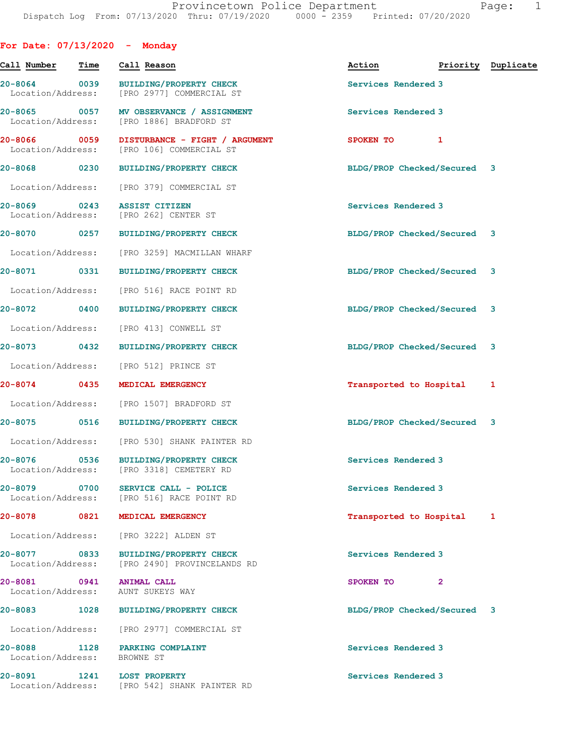# Provincetown Police Department

Dispatch Log From: 07/13/2020 Thru: 07/19/2020 0000 - 2359 Printed: 07/20/2020

## For Date: 07/13/2020 - Monday

| Call Number | Time | Call Reason | Action | Priority | Duplicate |
|---|---|---|---|---|---|
| 20-8064 | 0039 | BUILDING/PROPERTY CHECK<br>Location/Address: [PRO 2977] COMMERCIAL ST | Services Rendered | 3 | |
| 20-8065 | 0057 | MV OBSERVANCE / ASSIGNMENT<br>Location/Address: [PRO 1886] BRADFORD ST | Services Rendered | 3 | |
| 20-8066 | 0059 | DISTURBANCE - FIGHT / ARGUMENT<br>Location/Address: [PRO 106] COMMERCIAL ST | SPOKEN TO | 1 | |
| 20-8068 | 0230 | BUILDING/PROPERTY CHECK<br>Location/Address: [PRO 379] COMMERCIAL ST | BLDG/PROP Checked/Secured | 3 | |
| 20-8069 | 0243 | ASSIST CITIZEN<br>Location/Address: [PRO 262] CENTER ST | Services Rendered | 3 | |
| 20-8070 | 0257 | BUILDING/PROPERTY CHECK<br>Location/Address: [PRO 3259] MACMILLAN WHARF | BLDG/PROP Checked/Secured | 3 | |
| 20-8071 | 0331 | BUILDING/PROPERTY CHECK<br>Location/Address: [PRO 516] RACE POINT RD | BLDG/PROP Checked/Secured | 3 | |
| 20-8072 | 0400 | BUILDING/PROPERTY CHECK<br>Location/Address: [PRO 413] CONWELL ST | BLDG/PROP Checked/Secured | 3 | |
| 20-8073 | 0432 | BUILDING/PROPERTY CHECK<br>Location/Address: [PRO 512] PRINCE ST | BLDG/PROP Checked/Secured | 3 | |
| 20-8074 | 0435 | MEDICAL EMERGENCY<br>Location/Address: [PRO 1507] BRADFORD ST | Transported to Hospital | 1 | |
| 20-8075 | 0516 | BUILDING/PROPERTY CHECK<br>Location/Address: [PRO 530] SHANK PAINTER RD | BLDG/PROP Checked/Secured | 3 | |
| 20-8076 | 0536 | BUILDING/PROPERTY CHECK<br>Location/Address: [PRO 3318] CEMETERY RD | Services Rendered | 3 | |
| 20-8079 | 0700 | SERVICE CALL - POLICE<br>Location/Address: [PRO 516] RACE POINT RD | Services Rendered | 3 | |
| 20-8078 | 0821 | MEDICAL EMERGENCY<br>Location/Address: [PRO 3222] ALDEN ST | Transported to Hospital | 1 | |
| 20-8077 | 0833 | BUILDING/PROPERTY CHECK<br>Location/Address: [PRO 2490] PROVINCELANDS RD | Services Rendered | 3 | |
| 20-8081 | 0941 | ANIMAL CALL<br>Location/Address: AUNT SUKEYS WAY | SPOKEN TO | 2 | |
| 20-8083 | 1028 | BUILDING/PROPERTY CHECK<br>Location/Address: [PRO 2977] COMMERCIAL ST | BLDG/PROP Checked/Secured | 3 | |
| 20-8088 | 1128 | PARKING COMPLAINT<br>Location/Address: BROWNE ST | Services Rendered | 3 | |
| 20-8091 | 1241 | LOST PROPERTY<br>Location/Address: [PRO 542] SHANK PAINTER RD | Services Rendered | 3 | |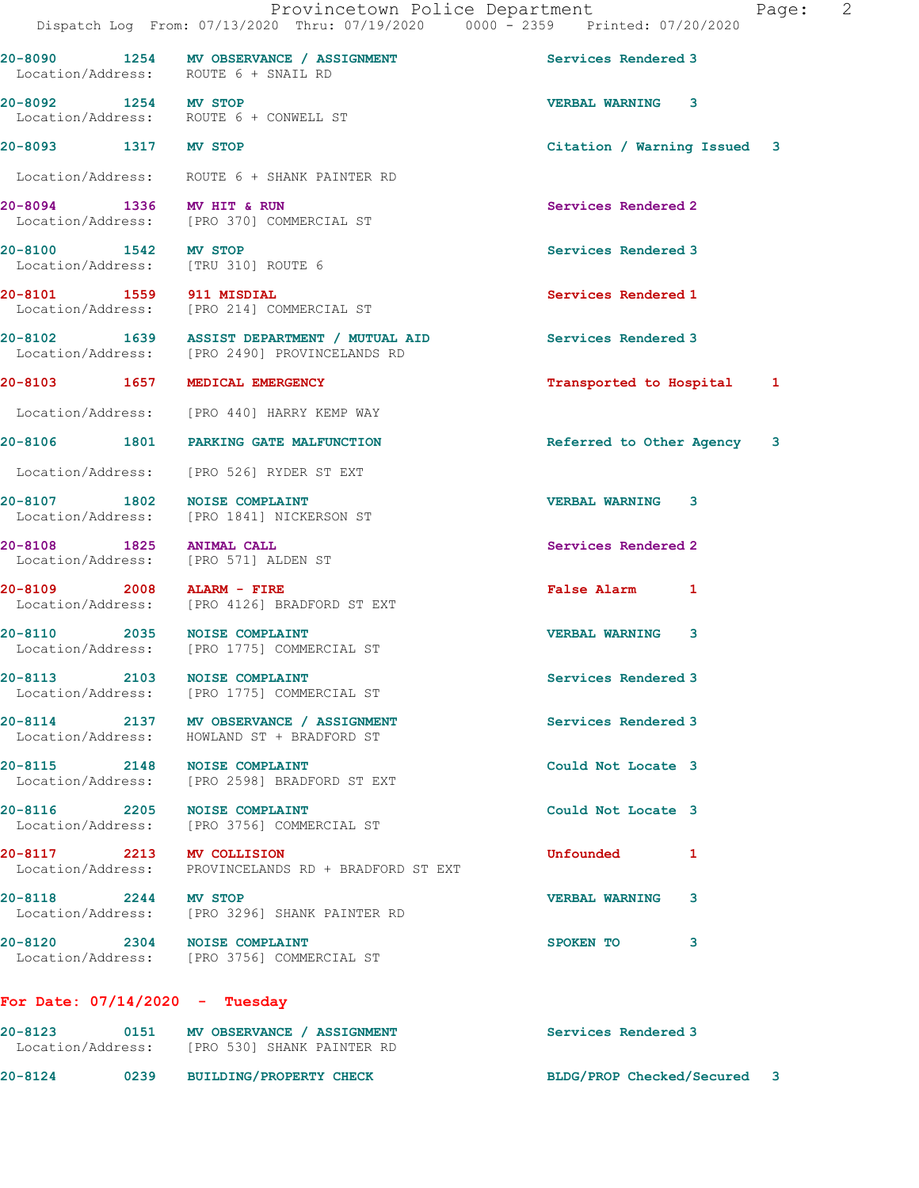20-8090 1254 MV OBSERVANCE / ASSIGNMENT Services Rendered 3
Location/Address: ROUTE 6 + SNAIL RD

20-8092 1254 MV STOP VERBAL WARNING 3
Location/Address: ROUTE 6 + CONWELL ST

20-8093 1317 MV STOP Citation / Warning Issued 3
Location/Address: ROUTE 6 + SHANK PAINTER RD

20-8094 1336 MV HIT & RUN Services Rendered 2
Location/Address: [PRO 370] COMMERCIAL ST

20-8100 1542 MV STOP Services Rendered 3
Location/Address: [TRU 310] ROUTE 6

20-8101 1559 911 MISDIAL Services Rendered 1
Location/Address: [PRO 214] COMMERCIAL ST

20-8102 1639 ASSIST DEPARTMENT / MUTUAL AID Services Rendered 3
Location/Address: [PRO 2490] PROVINCELANDS RD

20-8103 1657 MEDICAL EMERGENCY Transported to Hospital 1
Location/Address: [PRO 440] HARRY KEMP WAY

20-8106 1801 PARKING GATE MALFUNCTION Referred to Other Agency 3
Location/Address: [PRO 526] RYDER ST EXT

20-8107 1802 NOISE COMPLAINT VERBAL WARNING 3
Location/Address: [PRO 1841] NICKERSON ST

20-8108 1825 ANIMAL CALL Services Rendered 2
Location/Address: [PRO 571] ALDEN ST

20-8109 2008 ALARM - FIRE False Alarm 1
Location/Address: [PRO 4126] BRADFORD ST EXT

20-8110 2035 NOISE COMPLAINT VERBAL WARNING 3
Location/Address: [PRO 1775] COMMERCIAL ST

20-8113 2103 NOISE COMPLAINT Services Rendered 3
Location/Address: [PRO 1775] COMMERCIAL ST

20-8114 2137 MV OBSERVANCE / ASSIGNMENT Services Rendered 3
Location/Address: HOWLAND ST + BRADFORD ST

20-8115 2148 NOISE COMPLAINT Could Not Locate 3
Location/Address: [PRO 2598] BRADFORD ST EXT

20-8116 2205 NOISE COMPLAINT Could Not Locate 3
Location/Address: [PRO 3756] COMMERCIAL ST

20-8117 2213 MV COLLISION Unfounded 1
Location/Address: PROVINCELANDS RD + BRADFORD ST EXT

20-8118 2244 MV STOP VERBAL WARNING 3
Location/Address: [PRO 3296] SHANK PAINTER RD

20-8120 2304 NOISE COMPLAINT SPOKEN TO 3
Location/Address: [PRO 3756] COMMERCIAL ST

## For Date: 07/14/2020 - Tuesday

20-8123 0151 MV OBSERVANCE / ASSIGNMENT Services Rendered 3
Location/Address: [PRO 530] SHANK PAINTER RD

20-8124 0239 BUILDING/PROPERTY CHECK BLDG/PROP Checked/Secured 3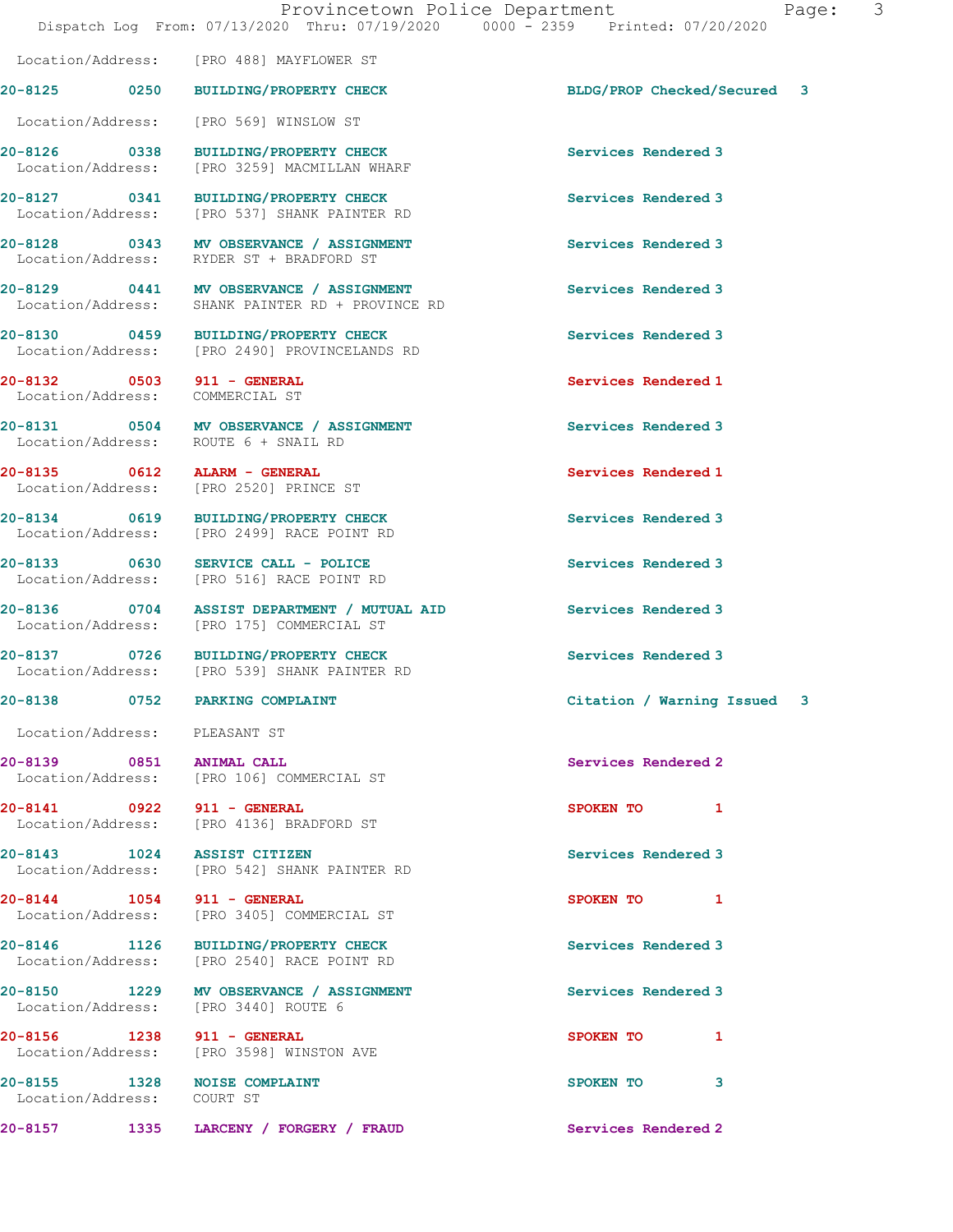Location/Address: [PRO 488] MAYFLOWER ST

**20-8125 0250 BUILDING/PROPERTY CHECK** BLDG/PROP Checked/Secured 3

Location/Address: [PRO 569] WINSLOW ST

**20-8126 0338 BUILDING/PROPERTY CHECK** Services Rendered 3
Location/Address: [PRO 3259] MACMILLAN WHARF

**20-8127 0341 BUILDING/PROPERTY CHECK** Services Rendered 3
Location/Address: [PRO 537] SHANK PAINTER RD

**20-8128 0343 MV OBSERVANCE / ASSIGNMENT** Services Rendered 3
Location/Address: RYDER ST + BRADFORD ST

**20-8129 0441 MV OBSERVANCE / ASSIGNMENT** Services Rendered 3
Location/Address: SHANK PAINTER RD + PROVINCE RD

**20-8130 0459 BUILDING/PROPERTY CHECK** Services Rendered 3
Location/Address: [PRO 2490] PROVINCELANDS RD

**20-8132 0503 911 - GENERAL** Services Rendered 1
Location/Address: COMMERCIAL ST

**20-8131 0504 MV OBSERVANCE / ASSIGNMENT** Services Rendered 3
Location/Address: ROUTE 6 + SNAIL RD

**20-8135 0612 ALARM - GENERAL** Services Rendered 1
Location/Address: [PRO 2520] PRINCE ST

**20-8134 0619 BUILDING/PROPERTY CHECK** Services Rendered 3
Location/Address: [PRO 2499] RACE POINT RD

**20-8133 0630 SERVICE CALL - POLICE** Services Rendered 3
Location/Address: [PRO 516] RACE POINT RD

**20-8136 0704 ASSIST DEPARTMENT / MUTUAL AID** Services Rendered 3
Location/Address: [PRO 175] COMMERCIAL ST

**20-8137 0726 BUILDING/PROPERTY CHECK** Services Rendered 3
Location/Address: [PRO 539] SHANK PAINTER RD

**20-8138 0752 PARKING COMPLAINT** Citation / Warning Issued 3

Location/Address: PLEASANT ST

**20-8139 0851 ANIMAL CALL** Services Rendered 2
Location/Address: [PRO 106] COMMERCIAL ST

**20-8141 0922 911 - GENERAL** SPOKEN TO 1
Location/Address: [PRO 4136] BRADFORD ST

**20-8143 1024 ASSIST CITIZEN** Services Rendered 3
Location/Address: [PRO 542] SHANK PAINTER RD

**20-8144 1054 911 - GENERAL** SPOKEN TO 1
Location/Address: [PRO 3405] COMMERCIAL ST

**20-8146 1126 BUILDING/PROPERTY CHECK** Services Rendered 3
Location/Address: [PRO 2540] RACE POINT RD

**20-8150 1229 MV OBSERVANCE / ASSIGNMENT** Services Rendered 3
Location/Address: [PRO 3440] ROUTE 6

**20-8156 1238 911 - GENERAL** SPOKEN TO 1
Location/Address: [PRO 3598] WINSTON AVE

**20-8155 1328 NOISE COMPLAINT** SPOKEN TO 3
Location/Address: COURT ST

**20-8157 1335 LARCENY / FORGERY / FRAUD** Services Rendered 2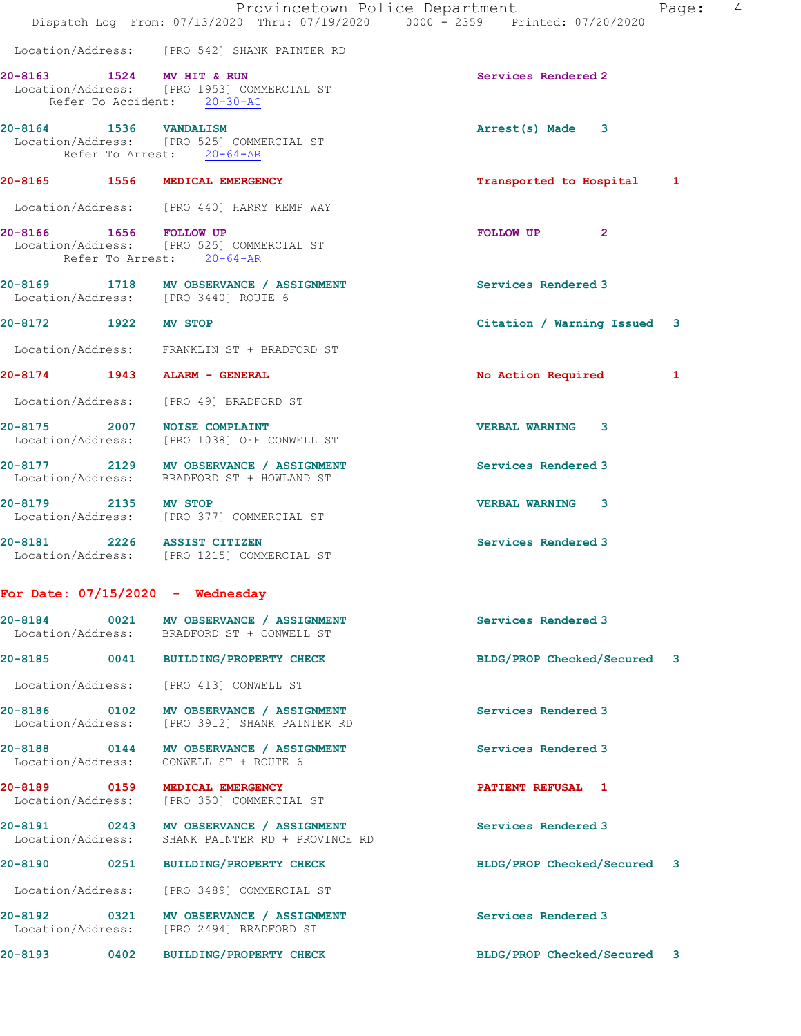Location/Address: [PRO 542] SHANK PAINTER RD

**20-8163** 1524 **MV HIT & RUN** Services Rendered 2
Location/Address: [PRO 1953] COMMERCIAL ST
Refer To Accident: 20-30-AC

**20-8164** 1536 **VANDALISM** Arrest(s) Made 3
Location/Address: [PRO 525] COMMERCIAL ST
Refer To Arrest: 20-64-AR

**20-8165** 1556 **MEDICAL EMERGENCY** Transported to Hospital 1
Location/Address: [PRO 440] HARRY KEMP WAY

**20-8166** 1656 **FOLLOW UP** FOLLOW UP 2
Location/Address: [PRO 525] COMMERCIAL ST
Refer To Arrest: 20-64-AR

**20-8169** 1718 **MV OBSERVANCE / ASSIGNMENT** Services Rendered 3
Location/Address: [PRO 3440] ROUTE 6

**20-8172** 1922 **MV STOP** Citation / Warning Issued 3
Location/Address: FRANKLIN ST + BRADFORD ST

**20-8174** 1943 **ALARM - GENERAL** No Action Required 1
Location/Address: [PRO 49] BRADFORD ST

**20-8175** 2007 **NOISE COMPLAINT** VERBAL WARNING 3
Location/Address: [PRO 1038] OFF CONWELL ST

**20-8177** 2129 **MV OBSERVANCE / ASSIGNMENT** Services Rendered 3
Location/Address: BRADFORD ST + HOWLAND ST

**20-8179** 2135 **MV STOP** VERBAL WARNING 3
Location/Address: [PRO 377] COMMERCIAL ST

**20-8181** 2226 **ASSIST CITIZEN** Services Rendered 3
Location/Address: [PRO 1215] COMMERCIAL ST

## For Date: 07/15/2020 - Wednesday

**20-8184** 0021 **MV OBSERVANCE / ASSIGNMENT** Services Rendered 3
Location/Address: BRADFORD ST + CONWELL ST

**20-8185** 0041 **BUILDING/PROPERTY CHECK** BLDG/PROP Checked/Secured 3
Location/Address: [PRO 413] CONWELL ST

**20-8186** 0102 **MV OBSERVANCE / ASSIGNMENT** Services Rendered 3
Location/Address: [PRO 3912] SHANK PAINTER RD

**20-8188** 0144 **MV OBSERVANCE / ASSIGNMENT** Services Rendered 3
Location/Address: CONWELL ST + ROUTE 6

**20-8189** 0159 **MEDICAL EMERGENCY** PATIENT REFUSAL 1
Location/Address: [PRO 350] COMMERCIAL ST

**20-8191** 0243 **MV OBSERVANCE / ASSIGNMENT** Services Rendered 3
Location/Address: SHANK PAINTER RD + PROVINCE RD

**20-8190** 0251 **BUILDING/PROPERTY CHECK** BLDG/PROP Checked/Secured 3
Location/Address: [PRO 3489] COMMERCIAL ST

**20-8192** 0321 **MV OBSERVANCE / ASSIGNMENT** Services Rendered 3
Location/Address: [PRO 2494] BRADFORD ST

**20-8193** 0402 **BUILDING/PROPERTY CHECK** BLDG/PROP Checked/Secured 3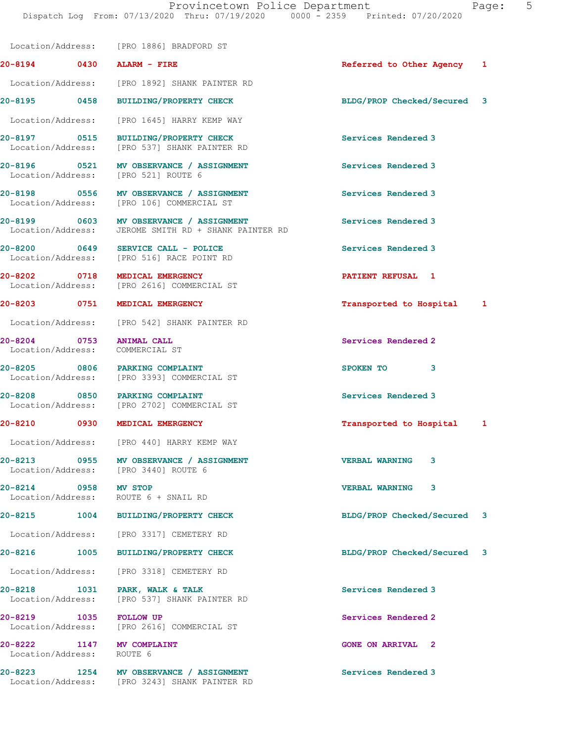Location/Address: [PRO 1886] BRADFORD ST

| Call Number | Time | Call Reason | Action | Priority |
|---|---|---|---|---|
| 20-8194 | 0430 | ALARM - FIRE | Referred to Other Agency | 1 |
| | | Location/Address: [PRO 1892] SHANK PAINTER RD | | |
| 20-8195 | 0458 | BUILDING/PROPERTY CHECK | BLDG/PROP Checked/Secured | 3 |
| | | Location/Address: [PRO 1645] HARRY KEMP WAY | | |
| 20-8197 | 0515 | BUILDING/PROPERTY CHECK | Services Rendered | 3 |
| | | Location/Address: [PRO 537] SHANK PAINTER RD | | |
| 20-8196 | 0521 | MV OBSERVANCE / ASSIGNMENT | Services Rendered | 3 |
| | | Location/Address: [PRO 521] ROUTE 6 | | |
| 20-8198 | 0556 | MV OBSERVANCE / ASSIGNMENT | Services Rendered | 3 |
| | | Location/Address: [PRO 106] COMMERCIAL ST | | |
| 20-8199 | 0603 | MV OBSERVANCE / ASSIGNMENT | Services Rendered | 3 |
| | | Location/Address: JEROME SMITH RD + SHANK PAINTER RD | | |
| 20-8200 | 0649 | SERVICE CALL - POLICE | Services Rendered | 3 |
| | | Location/Address: [PRO 516] RACE POINT RD | | |
| 20-8202 | 0718 | MEDICAL EMERGENCY | PATIENT REFUSAL | 1 |
| | | Location/Address: [PRO 2616] COMMERCIAL ST | | |
| 20-8203 | 0751 | MEDICAL EMERGENCY | Transported to Hospital | 1 |
| | | Location/Address: [PRO 542] SHANK PAINTER RD | | |
| 20-8204 | 0753 | ANIMAL CALL | Services Rendered | 2 |
| | | Location/Address: COMMERCIAL ST | | |
| 20-8205 | 0806 | PARKING COMPLAINT | SPOKEN TO | 3 |
| | | Location/Address: [PRO 3393] COMMERCIAL ST | | |
| 20-8208 | 0850 | PARKING COMPLAINT | Services Rendered | 3 |
| | | Location/Address: [PRO 2702] COMMERCIAL ST | | |
| 20-8210 | 0930 | MEDICAL EMERGENCY | Transported to Hospital | 1 |
| | | Location/Address: [PRO 440] HARRY KEMP WAY | | |
| 20-8213 | 0955 | MV OBSERVANCE / ASSIGNMENT | VERBAL WARNING | 3 |
| | | Location/Address: [PRO 3440] ROUTE 6 | | |
| 20-8214 | 0958 | MV STOP | VERBAL WARNING | 3 |
| | | Location/Address: ROUTE 6 + SNAIL RD | | |
| 20-8215 | 1004 | BUILDING/PROPERTY CHECK | BLDG/PROP Checked/Secured | 3 |
| | | Location/Address: [PRO 3317] CEMETERY RD | | |
| 20-8216 | 1005 | BUILDING/PROPERTY CHECK | BLDG/PROP Checked/Secured | 3 |
| | | Location/Address: [PRO 3318] CEMETERY RD | | |
| 20-8218 | 1031 | PARK, WALK & TALK | Services Rendered | 3 |
| | | Location/Address: [PRO 537] SHANK PAINTER RD | | |
| 20-8219 | 1035 | FOLLOW UP | Services Rendered | 2 |
| | | Location/Address: [PRO 2616] COMMERCIAL ST | | |
| 20-8222 | 1147 | MV COMPLAINT | GONE ON ARRIVAL | 2 |
| | | Location/Address: ROUTE 6 | | |
| 20-8223 | 1254 | MV OBSERVANCE / ASSIGNMENT | Services Rendered | 3 |
| | | Location/Address: [PRO 3243] SHANK PAINTER RD | | |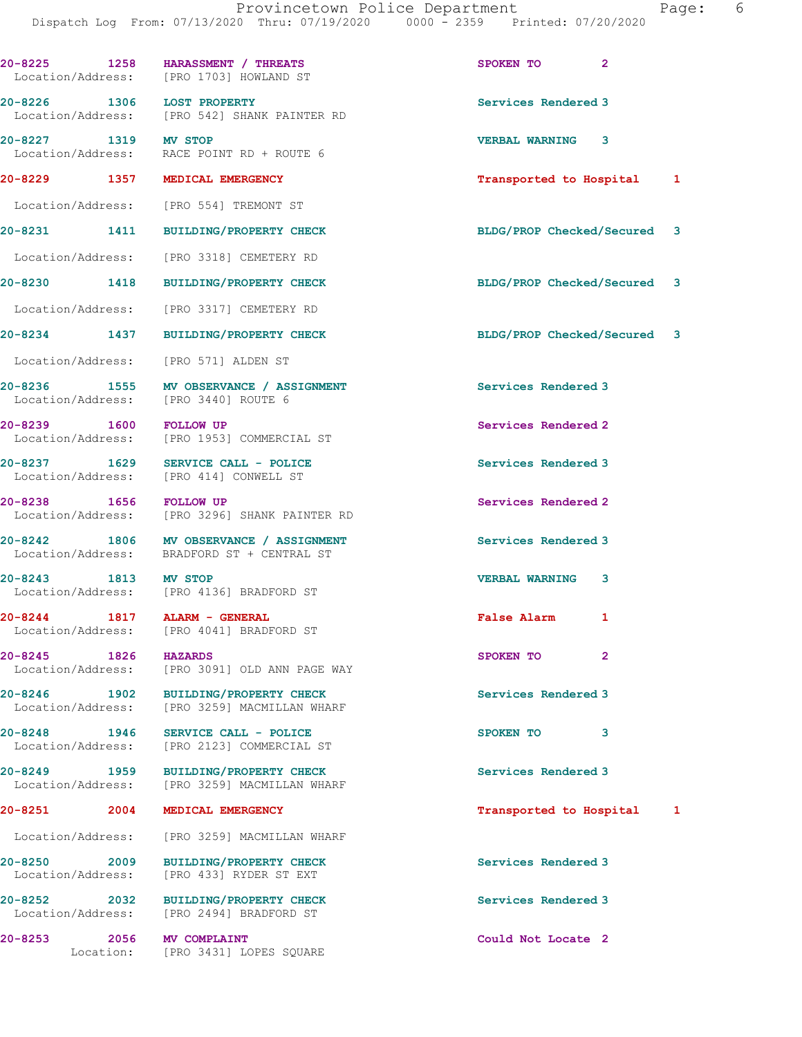20-8225 1258 HARASSMENT / THREATS SPOKEN TO 2
Location/Address: [PRO 1703] HOWLAND ST

20-8226 1306 LOST PROPERTY Services Rendered 3
Location/Address: [PRO 542] SHANK PAINTER RD

20-8227 1319 MV STOP VERBAL WARNING 3
Location/Address: RACE POINT RD + ROUTE 6

20-8229 1357 MEDICAL EMERGENCY Transported to Hospital 1
Location/Address: [PRO 554] TREMONT ST

20-8231 1411 BUILDING/PROPERTY CHECK BLDG/PROP Checked/Secured 3
Location/Address: [PRO 3318] CEMETERY RD

20-8230 1418 BUILDING/PROPERTY CHECK BLDG/PROP Checked/Secured 3
Location/Address: [PRO 3317] CEMETERY RD

20-8234 1437 BUILDING/PROPERTY CHECK BLDG/PROP Checked/Secured 3
Location/Address: [PRO 571] ALDEN ST

20-8236 1555 MV OBSERVANCE / ASSIGNMENT Services Rendered 3
Location/Address: [PRO 3440] ROUTE 6

20-8239 1600 FOLLOW UP Services Rendered 2
Location/Address: [PRO 1953] COMMERCIAL ST

20-8237 1629 SERVICE CALL - POLICE Services Rendered 3
Location/Address: [PRO 414] CONWELL ST

20-8238 1656 FOLLOW UP Services Rendered 2
Location/Address: [PRO 3296] SHANK PAINTER RD

20-8242 1806 MV OBSERVANCE / ASSIGNMENT Services Rendered 3
Location/Address: BRADFORD ST + CENTRAL ST

20-8243 1813 MV STOP VERBAL WARNING 3
Location/Address: [PRO 4136] BRADFORD ST

20-8244 1817 ALARM - GENERAL False Alarm 1
Location/Address: [PRO 4041] BRADFORD ST

20-8245 1826 HAZARDS SPOKEN TO 2
Location/Address: [PRO 3091] OLD ANN PAGE WAY

20-8246 1902 BUILDING/PROPERTY CHECK Services Rendered 3
Location/Address: [PRO 3259] MACMILLAN WHARF

20-8248 1946 SERVICE CALL - POLICE SPOKEN TO 3
Location/Address: [PRO 2123] COMMERCIAL ST

20-8249 1959 BUILDING/PROPERTY CHECK Services Rendered 3
Location/Address: [PRO 3259] MACMILLAN WHARF

20-8251 2004 MEDICAL EMERGENCY Transported to Hospital 1
Location/Address: [PRO 3259] MACMILLAN WHARF

20-8250 2009 BUILDING/PROPERTY CHECK Services Rendered 3
Location/Address: [PRO 433] RYDER ST EXT

20-8252 2032 BUILDING/PROPERTY CHECK Services Rendered 3
Location/Address: [PRO 2494] BRADFORD ST

20-8253 2056 MV COMPLAINT Could Not Locate 2
Location: [PRO 3431] LOPES SQUARE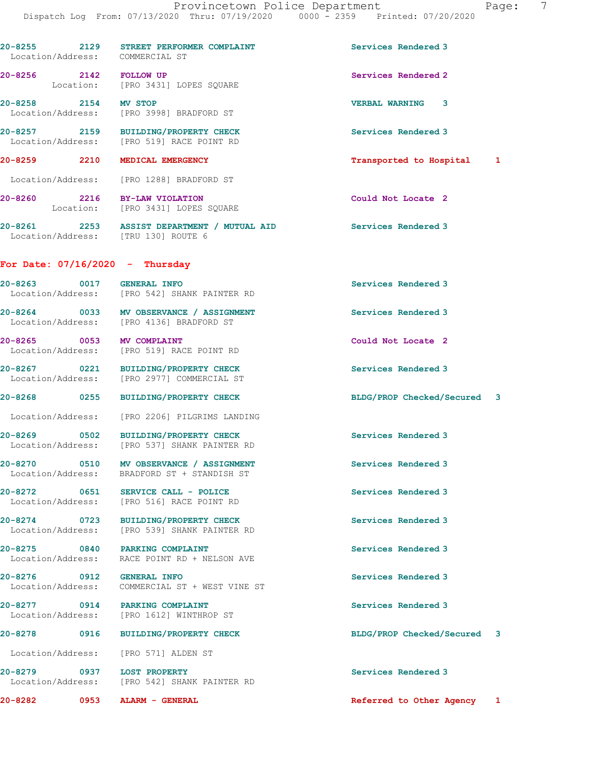20-8255 2129 STREET PERFORMER COMPLAINT Services Rendered 3
Location/Address: COMMERCIAL ST

20-8256 2142 FOLLOW UP Services Rendered 2
Location: [PRO 3431] LOPES SQUARE

20-8258 2154 MV STOP VERBAL WARNING 3
Location/Address: [PRO 3998] BRADFORD ST

20-8257 2159 BUILDING/PROPERTY CHECK Services Rendered 3
Location/Address: [PRO 519] RACE POINT RD

20-8259 2210 MEDICAL EMERGENCY Transported to Hospital 1
Location/Address: [PRO 1288] BRADFORD ST

20-8260 2216 BY-LAW VIOLATION Could Not Locate 2
Location: [PRO 3431] LOPES SQUARE

20-8261 2253 ASSIST DEPARTMENT / MUTUAL AID Services Rendered 3
Location/Address: [TRU 130] ROUTE 6

## For Date: 07/16/2020 - Thursday

20-8263 0017 GENERAL INFO Services Rendered 3
Location/Address: [PRO 542] SHANK PAINTER RD

20-8264 0033 MV OBSERVANCE / ASSIGNMENT Services Rendered 3
Location/Address: [PRO 4136] BRADFORD ST

20-8265 0053 MV COMPLAINT Could Not Locate 2
Location/Address: [PRO 519] RACE POINT RD

20-8267 0221 BUILDING/PROPERTY CHECK Services Rendered 3
Location/Address: [PRO 2977] COMMERCIAL ST

20-8268 0255 BUILDING/PROPERTY CHECK BLDG/PROP Checked/Secured 3
Location/Address: [PRO 2206] PILGRIMS LANDING

20-8269 0502 BUILDING/PROPERTY CHECK Services Rendered 3
Location/Address: [PRO 537] SHANK PAINTER RD

20-8270 0510 MV OBSERVANCE / ASSIGNMENT Services Rendered 3
Location/Address: BRADFORD ST + STANDISH ST

20-8272 0651 SERVICE CALL - POLICE Services Rendered 3
Location/Address: [PRO 516] RACE POINT RD

20-8274 0723 BUILDING/PROPERTY CHECK Services Rendered 3
Location/Address: [PRO 539] SHANK PAINTER RD

20-8275 0840 PARKING COMPLAINT Services Rendered 3
Location/Address: RACE POINT RD + NELSON AVE

20-8276 0912 GENERAL INFO Services Rendered 3
Location/Address: COMMERCIAL ST + WEST VINE ST

20-8277 0914 PARKING COMPLAINT Services Rendered 3
Location/Address: [PRO 1612] WINTHROP ST

20-8278 0916 BUILDING/PROPERTY CHECK BLDG/PROP Checked/Secured 3
Location/Address: [PRO 571] ALDEN ST

20-8279 0937 LOST PROPERTY Services Rendered 3
Location/Address: [PRO 542] SHANK PAINTER RD

20-8282 0953 ALARM - GENERAL Referred to Other Agency 1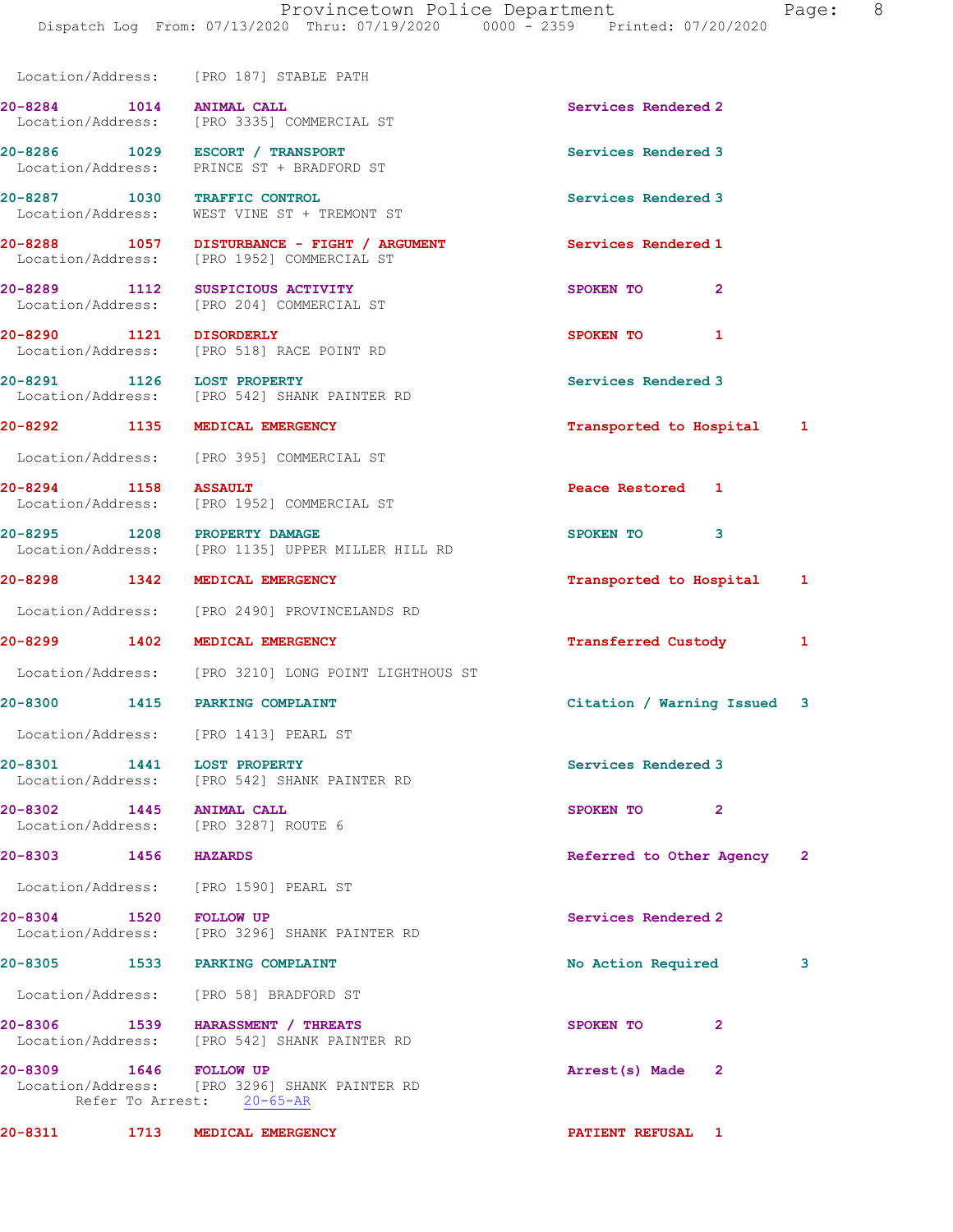Location/Address: [PRO 187] STABLE PATH

**20-8284** 1014 **ANIMAL CALL** Services Rendered 2
Location/Address: [PRO 3335] COMMERCIAL ST

**20-8286** 1029 **ESCORT / TRANSPORT** Services Rendered 3
Location/Address: PRINCE ST + BRADFORD ST

**20-8287** 1030 **TRAFFIC CONTROL** Services Rendered 3
Location/Address: WEST VINE ST + TREMONT ST

**20-8288** 1057 **DISTURBANCE - FIGHT / ARGUMENT** Services Rendered 1
Location/Address: [PRO 1952] COMMERCIAL ST

**20-8289** 1112 **SUSPICIOUS ACTIVITY** SPOKEN TO 2
Location/Address: [PRO 204] COMMERCIAL ST

**20-8290** 1121 **DISORDERLY** SPOKEN TO 1
Location/Address: [PRO 518] RACE POINT RD

**20-8291** 1126 **LOST PROPERTY** Services Rendered 3
Location/Address: [PRO 542] SHANK PAINTER RD

**20-8292** 1135 **MEDICAL EMERGENCY** Transported to Hospital 1
Location/Address: [PRO 395] COMMERCIAL ST

**20-8294** 1158 **ASSAULT** Peace Restored 1
Location/Address: [PRO 1952] COMMERCIAL ST

**20-8295** 1208 **PROPERTY DAMAGE** SPOKEN TO 3
Location/Address: [PRO 1135] UPPER MILLER HILL RD

**20-8298** 1342 **MEDICAL EMERGENCY** Transported to Hospital 1
Location/Address: [PRO 2490] PROVINCELANDS RD

**20-8299** 1402 **MEDICAL EMERGENCY** Transferred Custody 1
Location/Address: [PRO 3210] LONG POINT LIGHTHOUS ST

**20-8300** 1415 **PARKING COMPLAINT** Citation / Warning Issued 3
Location/Address: [PRO 1413] PEARL ST

**20-8301** 1441 **LOST PROPERTY** Services Rendered 3
Location/Address: [PRO 542] SHANK PAINTER RD

**20-8302** 1445 **ANIMAL CALL** SPOKEN TO 2
Location/Address: [PRO 3287] ROUTE 6

**20-8303** 1456 **HAZARDS** Referred to Other Agency 2
Location/Address: [PRO 1590] PEARL ST

**20-8304** 1520 **FOLLOW UP** Services Rendered 2
Location/Address: [PRO 3296] SHANK PAINTER RD

**20-8305** 1533 **PARKING COMPLAINT** No Action Required 3
Location/Address: [PRO 58] BRADFORD ST

**20-8306** 1539 **HARASSMENT / THREATS** SPOKEN TO 2
Location/Address: [PRO 542] SHANK PAINTER RD

**20-8309** 1646 **FOLLOW UP** Arrest(s) Made 2
Location/Address: [PRO 3296] SHANK PAINTER RD
Refer To Arrest: 20-65-AR

**20-8311** 1713 **MEDICAL EMERGENCY** PATIENT REFUSAL 1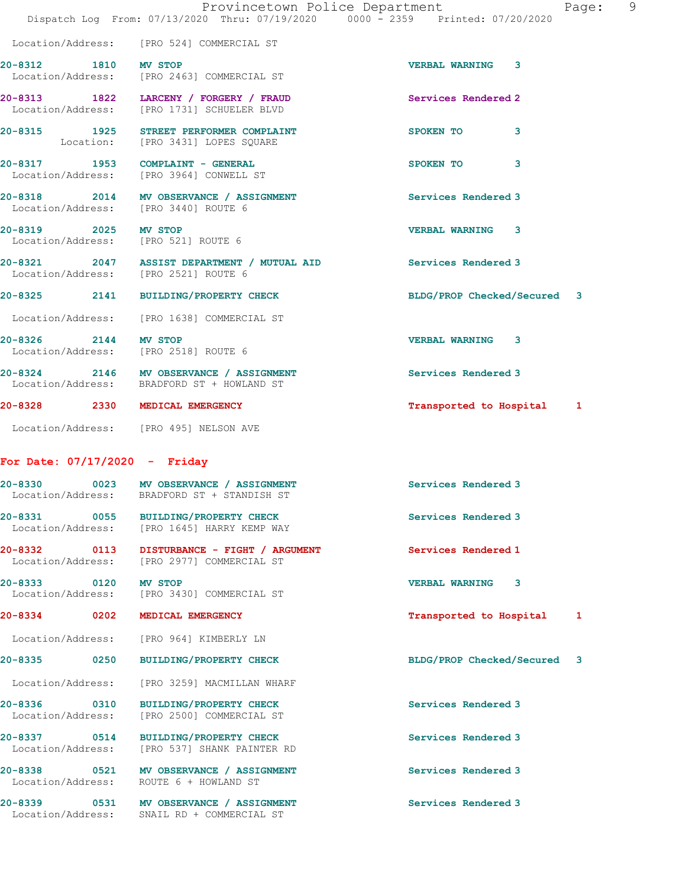Location/Address: [PRO 524] COMMERCIAL ST

**20-8312** 1810 **MV STOP** VERBAL WARNING 3
Location/Address: [PRO 2463] COMMERCIAL ST

**20-8313** 1822 **LARCENY / FORGERY / FRAUD** Services Rendered 2
Location/Address: [PRO 1731] SCHUELER BLVD

**20-8315** 1925 **STREET PERFORMER COMPLAINT** SPOKEN TO 3
Location: [PRO 3431] LOPES SQUARE

**20-8317** 1953 **COMPLAINT - GENERAL** SPOKEN TO 3
Location/Address: [PRO 3964] CONWELL ST

**20-8318** 2014 **MV OBSERVANCE / ASSIGNMENT** Services Rendered 3
Location/Address: [PRO 3440] ROUTE 6

**20-8319** 2025 **MV STOP** VERBAL WARNING 3
Location/Address: [PRO 521] ROUTE 6

**20-8321** 2047 **ASSIST DEPARTMENT / MUTUAL AID** Services Rendered 3
Location/Address: [PRO 2521] ROUTE 6

**20-8325** 2141 **BUILDING/PROPERTY CHECK** BLDG/PROP Checked/Secured 3
Location/Address: [PRO 1638] COMMERCIAL ST

**20-8326** 2144 **MV STOP** VERBAL WARNING 3
Location/Address: [PRO 2518] ROUTE 6

**20-8324** 2146 **MV OBSERVANCE / ASSIGNMENT** Services Rendered 3
Location/Address: BRADFORD ST + HOWLAND ST

**20-8328** 2330 **MEDICAL EMERGENCY** Transported to Hospital 1
Location/Address: [PRO 495] NELSON AVE

## For Date: 07/17/2020 - Friday

**20-8330** 0023 **MV OBSERVANCE / ASSIGNMENT** Services Rendered 3
Location/Address: BRADFORD ST + STANDISH ST

**20-8331** 0055 **BUILDING/PROPERTY CHECK** Services Rendered 3
Location/Address: [PRO 1645] HARRY KEMP WAY

**20-8332** 0113 **DISTURBANCE - FIGHT / ARGUMENT** Services Rendered 1
Location/Address: [PRO 2977] COMMERCIAL ST

**20-8333** 0120 **MV STOP** VERBAL WARNING 3
Location/Address: [PRO 3430] COMMERCIAL ST

**20-8334** 0202 **MEDICAL EMERGENCY** Transported to Hospital 1
Location/Address: [PRO 964] KIMBERLY LN

**20-8335** 0250 **BUILDING/PROPERTY CHECK** BLDG/PROP Checked/Secured 3
Location/Address: [PRO 3259] MACMILLAN WHARF

**20-8336** 0310 **BUILDING/PROPERTY CHECK** Services Rendered 3
Location/Address: [PRO 2500] COMMERCIAL ST

**20-8337** 0514 **BUILDING/PROPERTY CHECK** Services Rendered 3
Location/Address: [PRO 537] SHANK PAINTER RD

**20-8338** 0521 **MV OBSERVANCE / ASSIGNMENT** Services Rendered 3
Location/Address: ROUTE 6 + HOWLAND ST

**20-8339** 0531 **MV OBSERVANCE / ASSIGNMENT** Services Rendered 3
Location/Address: SNAIL RD + COMMERCIAL ST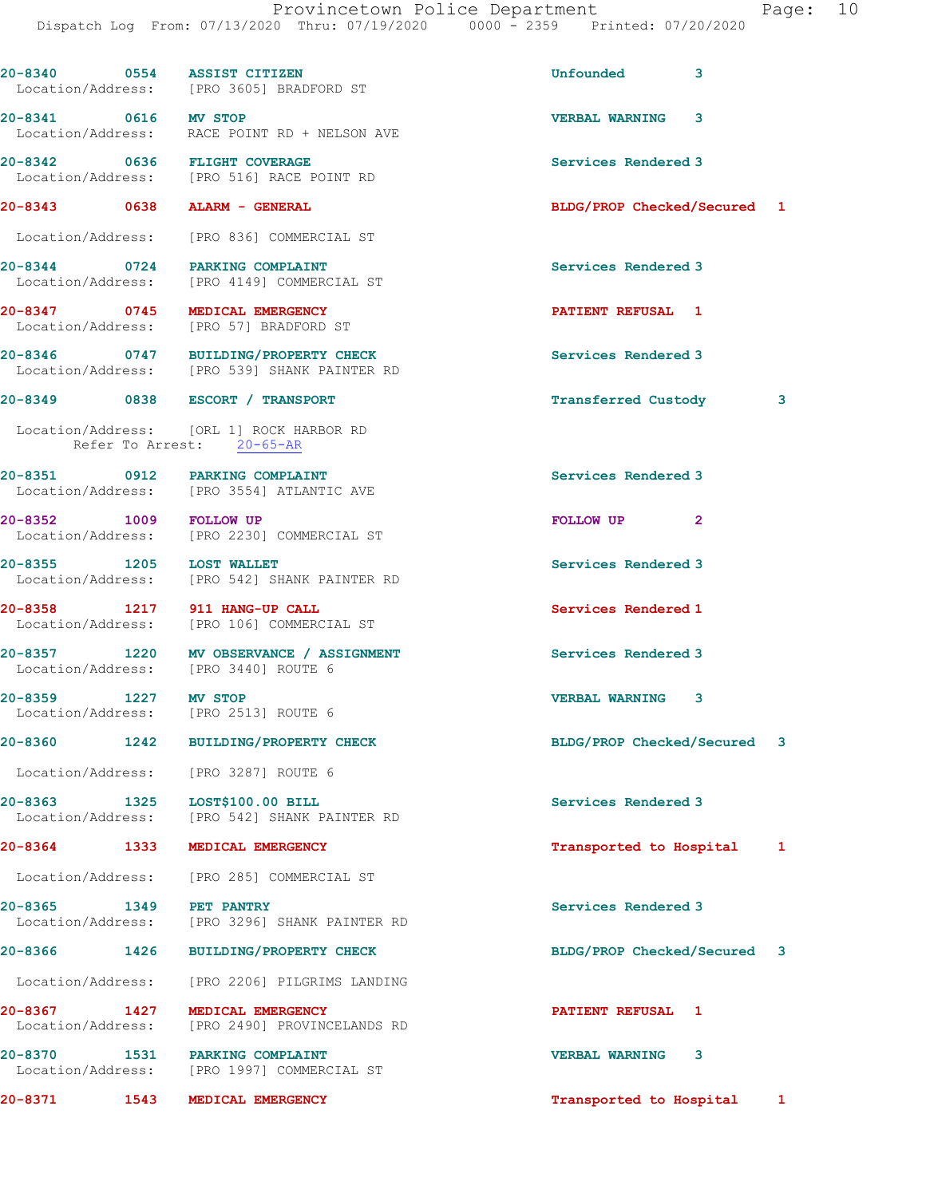20-8340 0554 ASSIST CITIZEN Unfounded 3
Location/Address: [PRO 3605] BRADFORD ST

20-8341 0616 MV STOP VERBAL WARNING 3
Location/Address: RACE POINT RD + NELSON AVE

20-8342 0636 FLIGHT COVERAGE Services Rendered 3
Location/Address: [PRO 516] RACE POINT RD

20-8343 0638 ALARM - GENERAL BLDG/PROP Checked/Secured 1
Location/Address: [PRO 836] COMMERCIAL ST

20-8344 0724 PARKING COMPLAINT Services Rendered 3
Location/Address: [PRO 4149] COMMERCIAL ST

20-8347 0745 MEDICAL EMERGENCY PATIENT REFUSAL 1
Location/Address: [PRO 57] BRADFORD ST

20-8346 0747 BUILDING/PROPERTY CHECK Services Rendered 3
Location/Address: [PRO 539] SHANK PAINTER RD

20-8349 0838 ESCORT / TRANSPORT Transferred Custody 3
Location/Address: [ORL 1] ROCK HARBOR RD
Refer To Arrest: 20-65-AR

20-8351 0912 PARKING COMPLAINT Services Rendered 3
Location/Address: [PRO 3554] ATLANTIC AVE

20-8352 1009 FOLLOW UP FOLLOW UP 2
Location/Address: [PRO 2230] COMMERCIAL ST

20-8355 1205 LOST WALLET Services Rendered 3
Location/Address: [PRO 542] SHANK PAINTER RD

20-8358 1217 911 HANG-UP CALL Services Rendered 1
Location/Address: [PRO 106] COMMERCIAL ST

20-8357 1220 MV OBSERVANCE / ASSIGNMENT Services Rendered 3
Location/Address: [PRO 3440] ROUTE 6

20-8359 1227 MV STOP VERBAL WARNING 3
Location/Address: [PRO 2513] ROUTE 6

20-8360 1242 BUILDING/PROPERTY CHECK BLDG/PROP Checked/Secured 3
Location/Address: [PRO 3287] ROUTE 6

20-8363 1325 LOST$100.00 BILL Services Rendered 3
Location/Address: [PRO 542] SHANK PAINTER RD

20-8364 1333 MEDICAL EMERGENCY Transported to Hospital 1
Location/Address: [PRO 285] COMMERCIAL ST

20-8365 1349 PET PANTRY Services Rendered 3
Location/Address: [PRO 3296] SHANK PAINTER RD

20-8366 1426 BUILDING/PROPERTY CHECK BLDG/PROP Checked/Secured 3
Location/Address: [PRO 2206] PILGRIMS LANDING

20-8367 1427 MEDICAL EMERGENCY PATIENT REFUSAL 1
Location/Address: [PRO 2490] PROVINCELANDS RD

20-8370 1531 PARKING COMPLAINT VERBAL WARNING 3
Location/Address: [PRO 1997] COMMERCIAL ST

20-8371 1543 MEDICAL EMERGENCY Transported to Hospital 1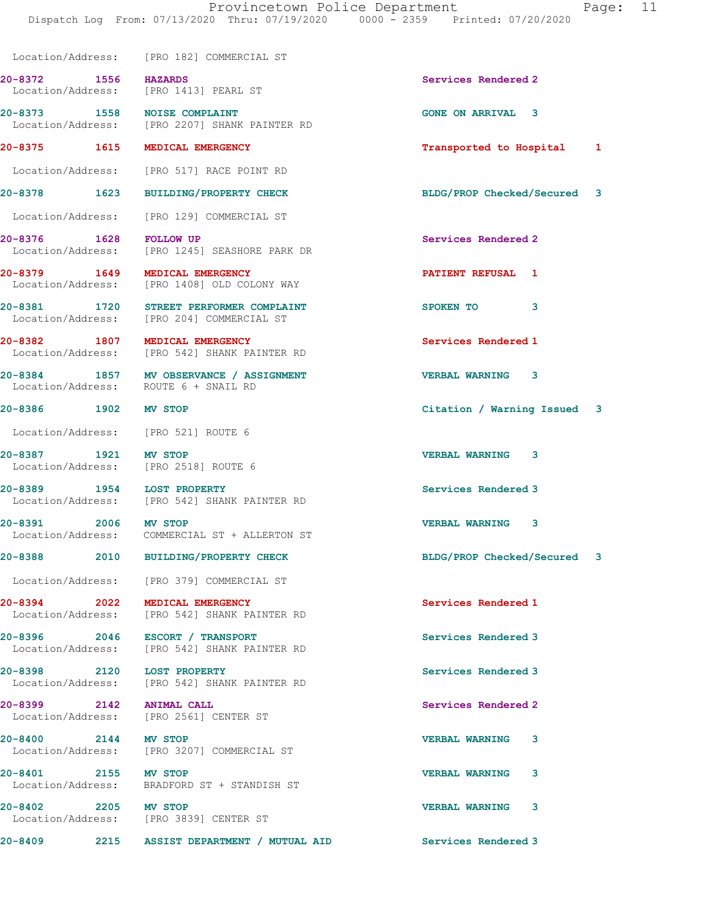Location/Address: [PRO 182] COMMERCIAL ST

| Call # | Time | Call Type | Action | Priority |
|---|---|---|---|---|
| 20-8372 | 1556 | HAZARDS | Services Rendered | 2 |
| | | Location/Address: [PRO 1413] PEARL ST | | |
| 20-8373 | 1558 | NOISE COMPLAINT | GONE ON ARRIVAL | 3 |
| | | Location/Address: [PRO 2207] SHANK PAINTER RD | | |
| 20-8375 | 1615 | MEDICAL EMERGENCY | Transported to Hospital | 1 |
| | | Location/Address: [PRO 517] RACE POINT RD | | |
| 20-8378 | 1623 | BUILDING/PROPERTY CHECK | BLDG/PROP Checked/Secured | 3 |
| | | Location/Address: [PRO 129] COMMERCIAL ST | | |
| 20-8376 | 1628 | FOLLOW UP | Services Rendered | 2 |
| | | Location/Address: [PRO 1245] SEASHORE PARK DR | | |
| 20-8379 | 1649 | MEDICAL EMERGENCY | PATIENT REFUSAL | 1 |
| | | Location/Address: [PRO 1408] OLD COLONY WAY | | |
| 20-8381 | 1720 | STREET PERFORMER COMPLAINT | SPOKEN TO | 3 |
| | | Location/Address: [PRO 204] COMMERCIAL ST | | |
| 20-8382 | 1807 | MEDICAL EMERGENCY | Services Rendered | 1 |
| | | Location/Address: [PRO 542] SHANK PAINTER RD | | |
| 20-8384 | 1857 | MV OBSERVANCE / ASSIGNMENT | VERBAL WARNING | 3 |
| | | Location/Address: ROUTE 6 + SNAIL RD | | |
| 20-8386 | 1902 | MV STOP | Citation / Warning Issued | 3 |
| | | Location/Address: [PRO 521] ROUTE 6 | | |
| 20-8387 | 1921 | MV STOP | VERBAL WARNING | 3 |
| | | Location/Address: [PRO 2518] ROUTE 6 | | |
| 20-8389 | 1954 | LOST PROPERTY | Services Rendered | 3 |
| | | Location/Address: [PRO 542] SHANK PAINTER RD | | |
| 20-8391 | 2006 | MV STOP | VERBAL WARNING | 3 |
| | | Location/Address: COMMERCIAL ST + ALLERTON ST | | |
| 20-8388 | 2010 | BUILDING/PROPERTY CHECK | BLDG/PROP Checked/Secured | 3 |
| | | Location/Address: [PRO 379] COMMERCIAL ST | | |
| 20-8394 | 2022 | MEDICAL EMERGENCY | Services Rendered | 1 |
| | | Location/Address: [PRO 542] SHANK PAINTER RD | | |
| 20-8396 | 2046 | ESCORT / TRANSPORT | Services Rendered | 3 |
| | | Location/Address: [PRO 542] SHANK PAINTER RD | | |
| 20-8398 | 2120 | LOST PROPERTY | Services Rendered | 3 |
| | | Location/Address: [PRO 542] SHANK PAINTER RD | | |
| 20-8399 | 2142 | ANIMAL CALL | Services Rendered | 2 |
| | | Location/Address: [PRO 2561] CENTER ST | | |
| 20-8400 | 2144 | MV STOP | VERBAL WARNING | 3 |
| | | Location/Address: [PRO 3207] COMMERCIAL ST | | |
| 20-8401 | 2155 | MV STOP | VERBAL WARNING | 3 |
| | | Location/Address: BRADFORD ST + STANDISH ST | | |
| 20-8402 | 2205 | MV STOP | VERBAL WARNING | 3 |
| | | Location/Address: [PRO 3839] CENTER ST | | |
| 20-8409 | 2215 | ASSIST DEPARTMENT / MUTUAL AID | Services Rendered | 3 |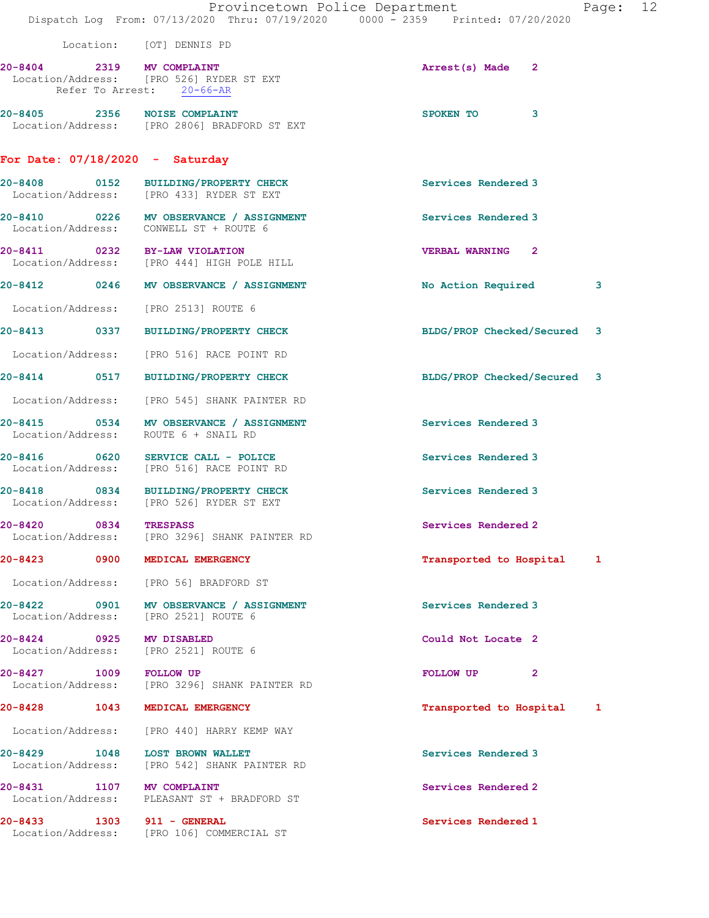Location: [OT] DENNIS PD

20-8404 2319 **MV COMPLAINT** Arrest(s) Made 2
Location/Address: [PRO 526] RYDER ST EXT
Refer To Arrest: 20-66-AR

20-8405 2356 **NOISE COMPLAINT** SPOKEN TO 3
Location/Address: [PRO 2806] BRADFORD ST EXT

## For Date: 07/18/2020 - Saturday

20-8408 0152 **BUILDING/PROPERTY CHECK** Services Rendered 3
Location/Address: [PRO 433] RYDER ST EXT

20-8410 0226 **MV OBSERVANCE / ASSIGNMENT** Services Rendered 3
Location/Address: CONWELL ST + ROUTE 6

20-8411 0232 **BY-LAW VIOLATION** VERBAL WARNING 2
Location/Address: [PRO 444] HIGH POLE HILL

20-8412 0246 **MV OBSERVANCE / ASSIGNMENT** No Action Required 3
Location/Address: [PRO 2513] ROUTE 6

20-8413 0337 **BUILDING/PROPERTY CHECK** BLDG/PROP Checked/Secured 3
Location/Address: [PRO 516] RACE POINT RD

20-8414 0517 **BUILDING/PROPERTY CHECK** BLDG/PROP Checked/Secured 3
Location/Address: [PRO 545] SHANK PAINTER RD

20-8415 0534 **MV OBSERVANCE / ASSIGNMENT** Services Rendered 3
Location/Address: ROUTE 6 + SNAIL RD

20-8416 0620 **SERVICE CALL - POLICE** Services Rendered 3
Location/Address: [PRO 516] RACE POINT RD

20-8418 0834 **BUILDING/PROPERTY CHECK** Services Rendered 3
Location/Address: [PRO 526] RYDER ST EXT

20-8420 0834 **TRESPASS** Services Rendered 2
Location/Address: [PRO 3296] SHANK PAINTER RD

20-8423 0900 **MEDICAL EMERGENCY** Transported to Hospital 1
Location/Address: [PRO 56] BRADFORD ST

20-8422 0901 **MV OBSERVANCE / ASSIGNMENT** Services Rendered 3
Location/Address: [PRO 2521] ROUTE 6

20-8424 0925 **MV DISABLED** Could Not Locate 2
Location/Address: [PRO 2521] ROUTE 6

20-8427 1009 **FOLLOW UP** FOLLOW UP 2
Location/Address: [PRO 3296] SHANK PAINTER RD

20-8428 1043 **MEDICAL EMERGENCY** Transported to Hospital 1
Location/Address: [PRO 440] HARRY KEMP WAY

20-8429 1048 **LOST BROWN WALLET** Services Rendered 3
Location/Address: [PRO 542] SHANK PAINTER RD

20-8431 1107 **MV COMPLAINT** Services Rendered 2
Location/Address: PLEASANT ST + BRADFORD ST

20-8433 1303 **911 - GENERAL** Services Rendered 1
Location/Address: [PRO 106] COMMERCIAL ST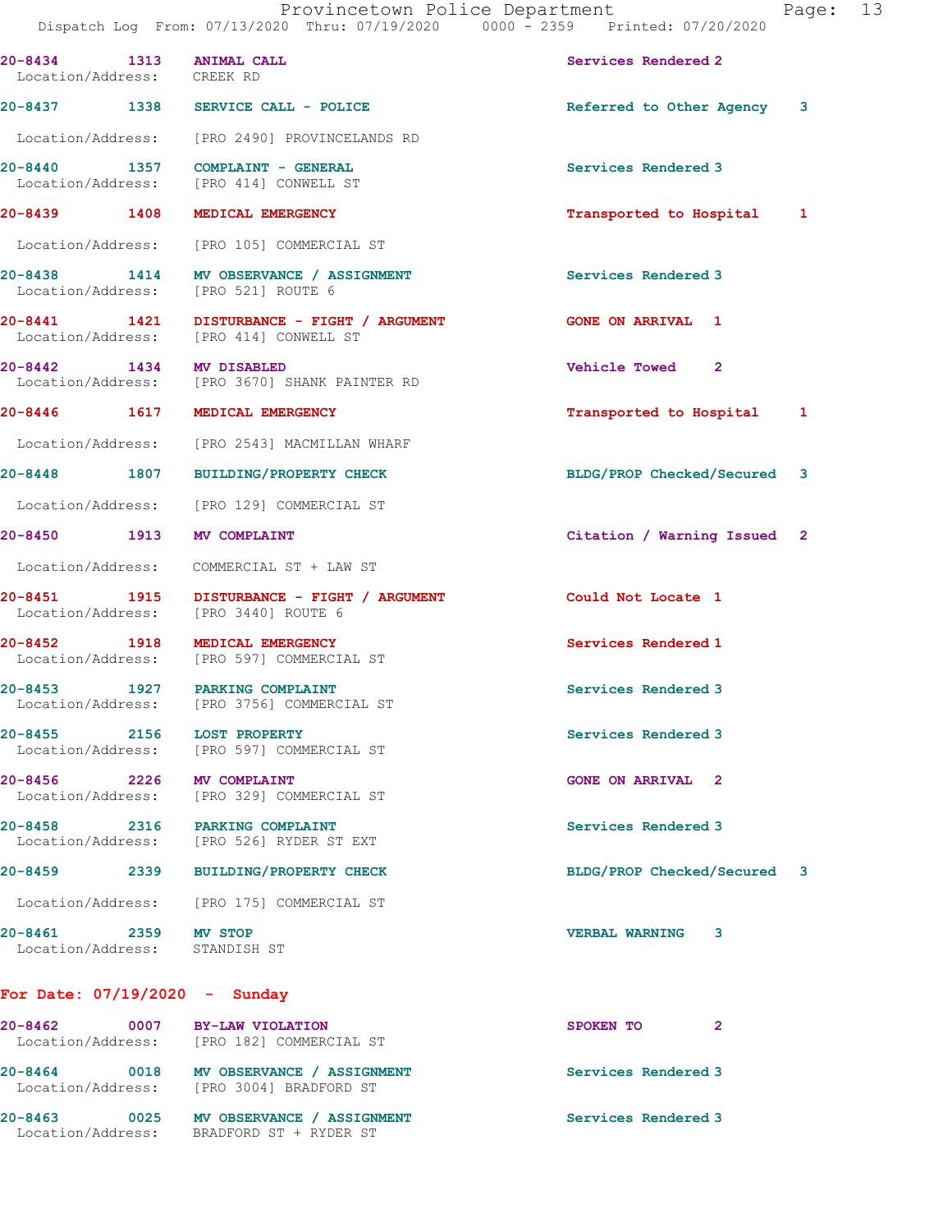20-8434 1313 ANIMAL CALL Services Rendered 2
Location/Address: CREEK RD

20-8437 1338 SERVICE CALL - POLICE Referred to Other Agency 3
Location/Address: [PRO 2490] PROVINCELANDS RD

20-8440 1357 COMPLAINT - GENERAL Services Rendered 3
Location/Address: [PRO 414] CONWELL ST

20-8439 1408 MEDICAL EMERGENCY Transported to Hospital 1
Location/Address: [PRO 105] COMMERCIAL ST

20-8438 1414 MV OBSERVANCE / ASSIGNMENT Services Rendered 3
Location/Address: [PRO 521] ROUTE 6

20-8441 1421 DISTURBANCE - FIGHT / ARGUMENT GONE ON ARRIVAL 1
Location/Address: [PRO 414] CONWELL ST

20-8442 1434 MV DISABLED Vehicle Towed 2
Location/Address: [PRO 3670] SHANK PAINTER RD

20-8446 1617 MEDICAL EMERGENCY Transported to Hospital 1
Location/Address: [PRO 2543] MACMILLAN WHARF

20-8448 1807 BUILDING/PROPERTY CHECK BLDG/PROP Checked/Secured 3
Location/Address: [PRO 129] COMMERCIAL ST

20-8450 1913 MV COMPLAINT Citation / Warning Issued 2
Location/Address: COMMERCIAL ST + LAW ST

20-8451 1915 DISTURBANCE - FIGHT / ARGUMENT Could Not Locate 1
Location/Address: [PRO 3440] ROUTE 6

20-8452 1918 MEDICAL EMERGENCY Services Rendered 1
Location/Address: [PRO 597] COMMERCIAL ST

20-8453 1927 PARKING COMPLAINT Services Rendered 3
Location/Address: [PRO 3756] COMMERCIAL ST

20-8455 2156 LOST PROPERTY Services Rendered 3
Location/Address: [PRO 597] COMMERCIAL ST

20-8456 2226 MV COMPLAINT GONE ON ARRIVAL 2
Location/Address: [PRO 329] COMMERCIAL ST

20-8458 2316 PARKING COMPLAINT Services Rendered 3
Location/Address: [PRO 526] RYDER ST EXT

20-8459 2339 BUILDING/PROPERTY CHECK BLDG/PROP Checked/Secured 3
Location/Address: [PRO 175] COMMERCIAL ST

20-8461 2359 MV STOP VERBAL WARNING 3
Location/Address: STANDISH ST

**For Date: 07/19/2020 - Sunday**

20-8462 0007 BY-LAW VIOLATION SPOKEN TO 2
Location/Address: [PRO 182] COMMERCIAL ST

20-8464 0018 MV OBSERVANCE / ASSIGNMENT Services Rendered 3
Location/Address: [PRO 3004] BRADFORD ST

20-8463 0025 MV OBSERVANCE / ASSIGNMENT Services Rendered 3
Location/Address: BRADFORD ST + RYDER ST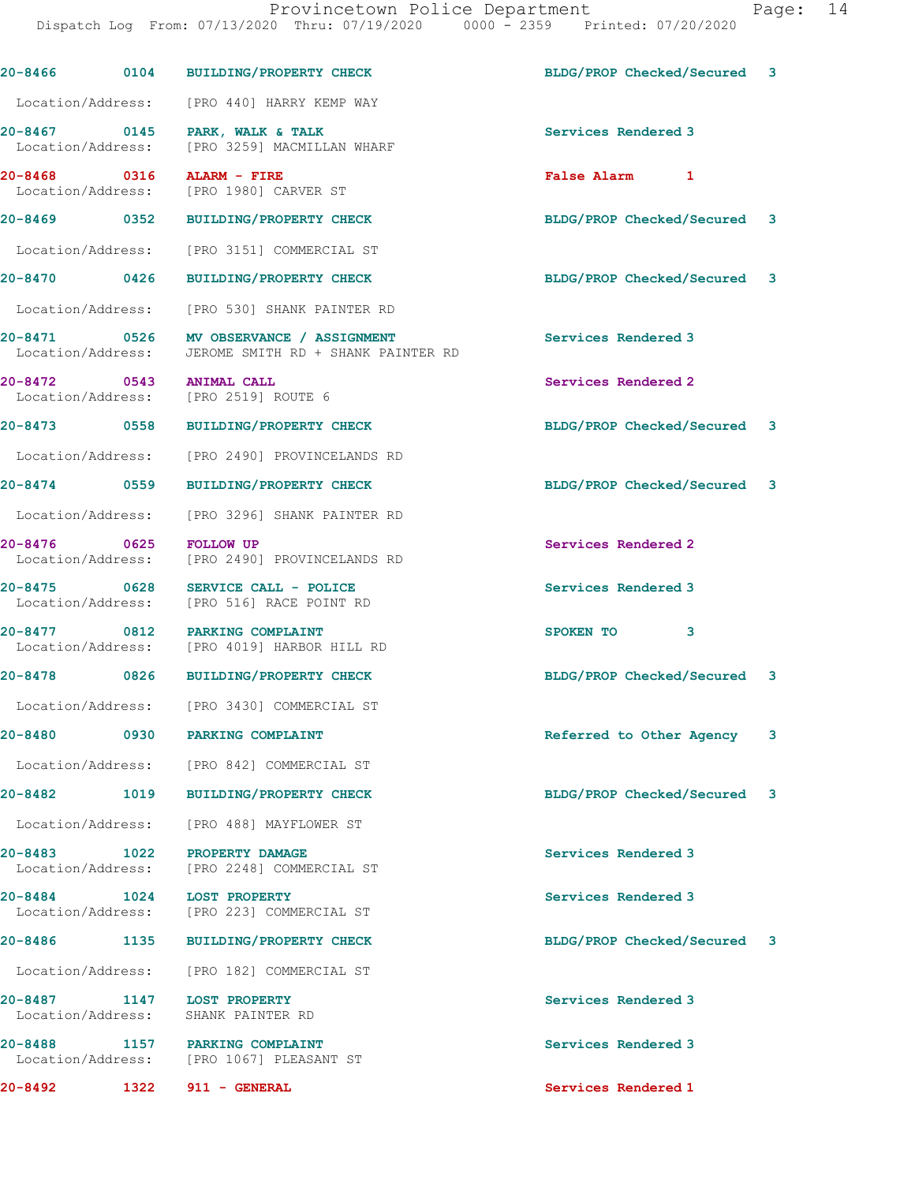20-8466 0104 BUILDING/PROPERTY CHECK BLDG/PROP Checked/Secured 3

Location/Address: [PRO 440] HARRY KEMP WAY

20-8467 0145 PARK, WALK & TALK Services Rendered 3
Location/Address: [PRO 3259] MACMILLAN WHARF

20-8468 0316 ALARM - FIRE False Alarm 1
Location/Address: [PRO 1980] CARVER ST

20-8469 0352 BUILDING/PROPERTY CHECK BLDG/PROP Checked/Secured 3

Location/Address: [PRO 3151] COMMERCIAL ST

20-8470 0426 BUILDING/PROPERTY CHECK BLDG/PROP Checked/Secured 3

Location/Address: [PRO 530] SHANK PAINTER RD

20-8471 0526 MV OBSERVANCE / ASSIGNMENT Services Rendered 3
Location/Address: JEROME SMITH RD + SHANK PAINTER RD

20-8472 0543 ANIMAL CALL Services Rendered 2
Location/Address: [PRO 2519] ROUTE 6

20-8473 0558 BUILDING/PROPERTY CHECK BLDG/PROP Checked/Secured 3

Location/Address: [PRO 2490] PROVINCELANDS RD

20-8474 0559 BUILDING/PROPERTY CHECK BLDG/PROP Checked/Secured 3

Location/Address: [PRO 3296] SHANK PAINTER RD

20-8476 0625 FOLLOW UP Services Rendered 2
Location/Address: [PRO 2490] PROVINCELANDS RD

20-8475 0628 SERVICE CALL - POLICE Services Rendered 3
Location/Address: [PRO 516] RACE POINT RD

20-8477 0812 PARKING COMPLAINT SPOKEN TO 3
Location/Address: [PRO 4019] HARBOR HILL RD

20-8478 0826 BUILDING/PROPERTY CHECK BLDG/PROP Checked/Secured 3

Location/Address: [PRO 3430] COMMERCIAL ST

20-8480 0930 PARKING COMPLAINT Referred to Other Agency 3

Location/Address: [PRO 842] COMMERCIAL ST

20-8482 1019 BUILDING/PROPERTY CHECK BLDG/PROP Checked/Secured 3

Location/Address: [PRO 488] MAYFLOWER ST

20-8483 1022 PROPERTY DAMAGE Services Rendered 3
Location/Address: [PRO 2248] COMMERCIAL ST

20-8484 1024 LOST PROPERTY Services Rendered 3
Location/Address: [PRO 223] COMMERCIAL ST

20-8486 1135 BUILDING/PROPERTY CHECK BLDG/PROP Checked/Secured 3

Location/Address: [PRO 182] COMMERCIAL ST

20-8487 1147 LOST PROPERTY Services Rendered 3
Location/Address: SHANK PAINTER RD

20-8488 1157 PARKING COMPLAINT Services Rendered 3
Location/Address: [PRO 1067] PLEASANT ST

20-8492 1322 911 - GENERAL Services Rendered 1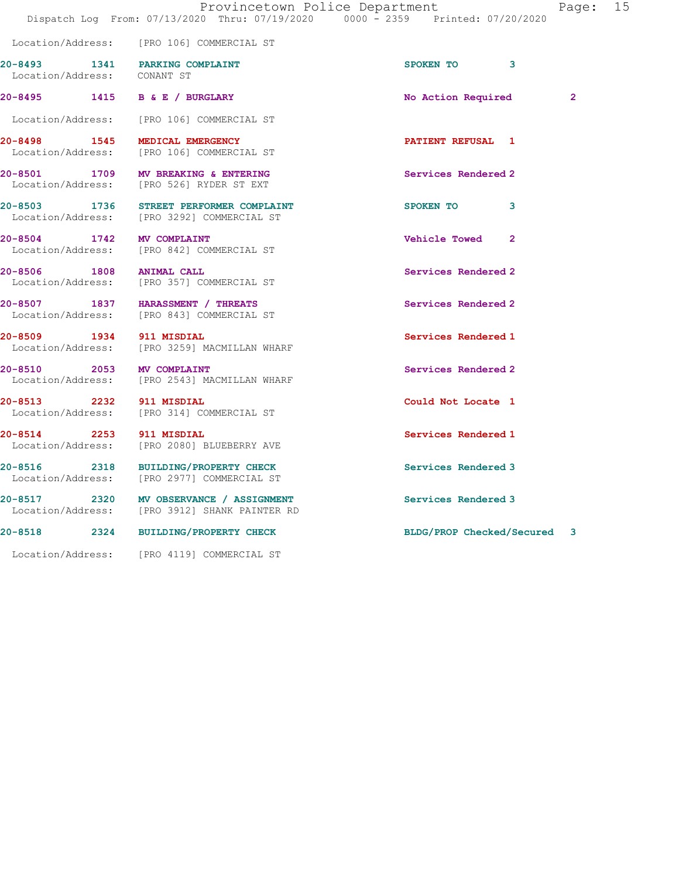Location/Address: [PRO 106] COMMERCIAL ST

**20-8493 1341 PARKING COMPLAINT** SPOKEN TO 3
Location/Address: CONANT ST

**20-8495 1415 B & E / BURGLARY** No Action Required 2
Location/Address: [PRO 106] COMMERCIAL ST

**20-8498 1545 MEDICAL EMERGENCY** PATIENT REFUSAL 1
Location/Address: [PRO 106] COMMERCIAL ST

**20-8501 1709 MV BREAKING & ENTERING** Services Rendered 2
Location/Address: [PRO 526] RYDER ST EXT

**20-8503 1736 STREET PERFORMER COMPLAINT** SPOKEN TO 3
Location/Address: [PRO 3292] COMMERCIAL ST

**20-8504 1742 MV COMPLAINT** Vehicle Towed 2
Location/Address: [PRO 842] COMMERCIAL ST

**20-8506 1808 ANIMAL CALL** Services Rendered 2
Location/Address: [PRO 357] COMMERCIAL ST

**20-8507 1837 HARASSMENT / THREATS** Services Rendered 2
Location/Address: [PRO 843] COMMERCIAL ST

**20-8509 1934 911 MISDIAL** Services Rendered 1
Location/Address: [PRO 3259] MACMILLAN WHARF

**20-8510 2053 MV COMPLAINT** Services Rendered 2
Location/Address: [PRO 2543] MACMILLAN WHARF

**20-8513 2232 911 MISDIAL** Could Not Locate 1
Location/Address: [PRO 314] COMMERCIAL ST

**20-8514 2253 911 MISDIAL** Services Rendered 1
Location/Address: [PRO 2080] BLUEBERRY AVE

**20-8516 2318 BUILDING/PROPERTY CHECK** Services Rendered 3
Location/Address: [PRO 2977] COMMERCIAL ST

**20-8517 2320 MV OBSERVANCE / ASSIGNMENT** Services Rendered 3
Location/Address: [PRO 3912] SHANK PAINTER RD

**20-8518 2324 BUILDING/PROPERTY CHECK** BLDG/PROP Checked/Secured 3
Location/Address: [PRO 4119] COMMERCIAL ST